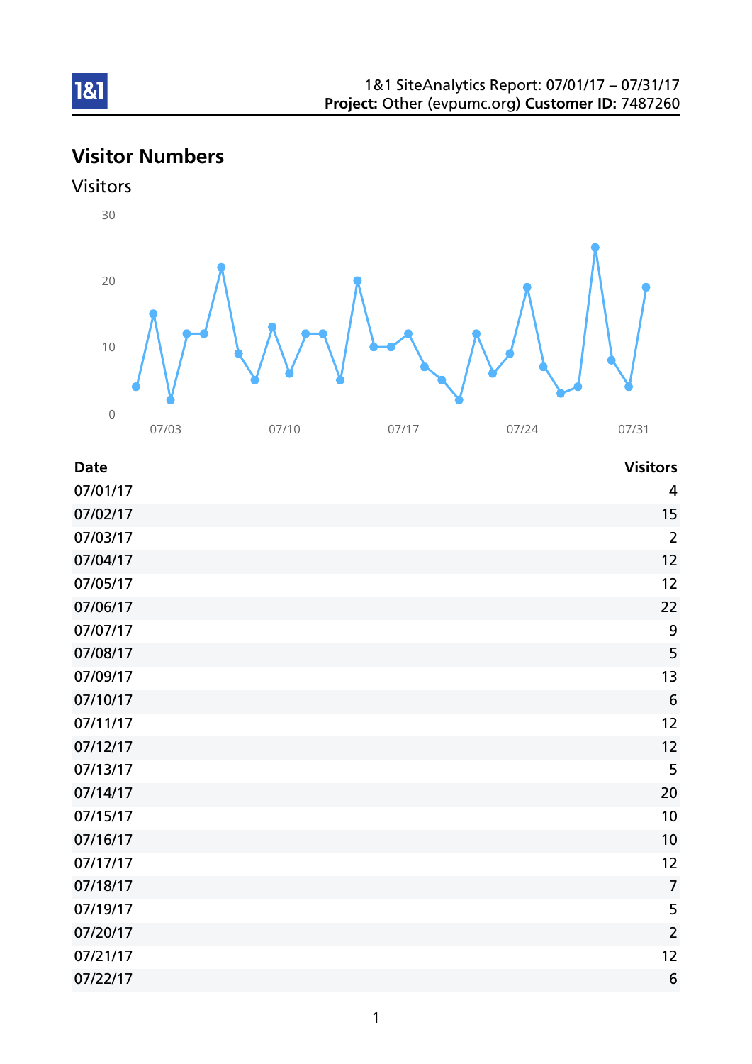1&1 SiteAnalytics Report: 07/01/17 – 07/31/17
**Project:** Other (evpumc.org) **Customer ID:** 7487260

# Visitor Numbers

## Visitors

| Date | Visitors |
|---|---|
| 07/01/17 | 4 |
| 07/02/17 | 15 |
| 07/03/17 | 2 |
| 07/04/17 | 12 |
| 07/05/17 | 12 |
| 07/06/17 | 22 |
| 07/07/17 | 9 |
| 07/08/17 | 5 |
| 07/09/17 | 13 |
| 07/10/17 | 6 |
| 07/11/17 | 12 |
| 07/12/17 | 12 |
| 07/13/17 | 5 |
| 07/14/17 | 20 |
| 07/15/17 | 10 |
| 07/16/17 | 10 |
| 07/17/17 | 12 |
| 07/18/17 | 7 |
| 07/19/17 | 5 |
| 07/20/17 | 2 |
| 07/21/17 | 12 |
| 07/22/17 | 6 |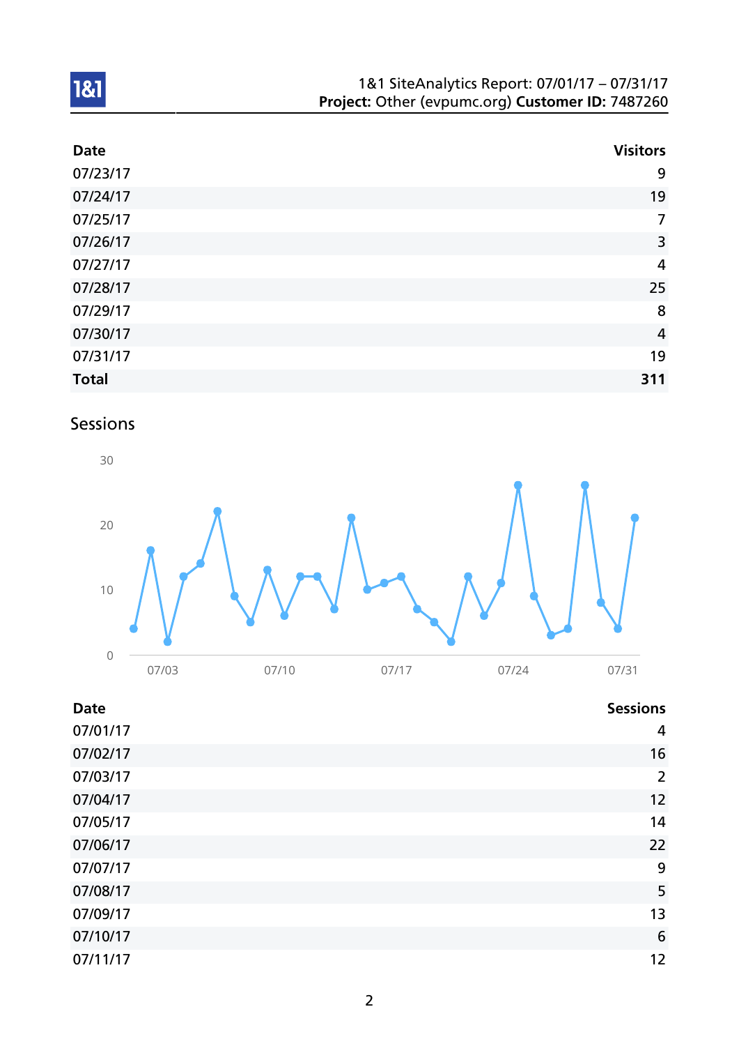| Date | Visitors |
|---|---|
| 07/23/17 | 9 |
| 07/24/17 | 19 |
| 07/25/17 | 7 |
| 07/26/17 | 3 |
| 07/27/17 | 4 |
| 07/28/17 | 25 |
| 07/29/17 | 8 |
| 07/30/17 | 4 |
| 07/31/17 | 19 |
| **Total** | **311** |

## Sessions

| Date | Sessions |
|---|---|
| 07/01/17 | 4 |
| 07/02/17 | 16 |
| 07/03/17 | 2 |
| 07/04/17 | 12 |
| 07/05/17 | 14 |
| 07/06/17 | 22 |
| 07/07/17 | 9 |
| 07/08/17 | 5 |
| 07/09/17 | 13 |
| 07/10/17 | 6 |
| 07/11/17 | 12 |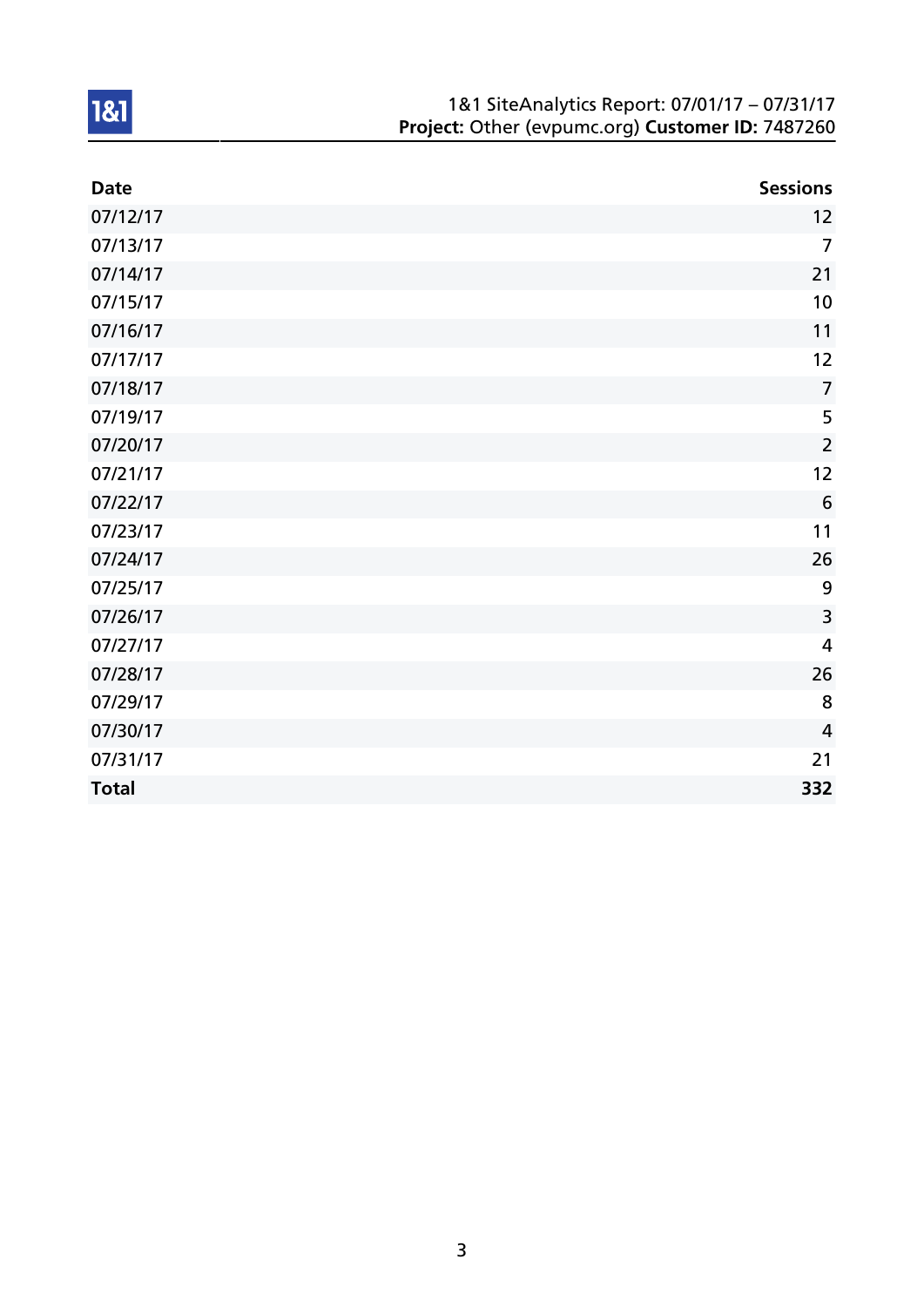1&1 SiteAnalytics Report: 07/01/17 – 07/31/17
**Project:** Other (evpumc.org) **Customer ID:** 7487260

| Date | Sessions |
|---|---:|
| 07/12/17 | 12 |
| 07/13/17 | 7 |
| 07/14/17 | 21 |
| 07/15/17 | 10 |
| 07/16/17 | 11 |
| 07/17/17 | 12 |
| 07/18/17 | 7 |
| 07/19/17 | 5 |
| 07/20/17 | 2 |
| 07/21/17 | 12 |
| 07/22/17 | 6 |
| 07/23/17 | 11 |
| 07/24/17 | 26 |
| 07/25/17 | 9 |
| 07/26/17 | 3 |
| 07/27/17 | 4 |
| 07/28/17 | 26 |
| 07/29/17 | 8 |
| 07/30/17 | 4 |
| 07/31/17 | 21 |
| **Total** | **332** |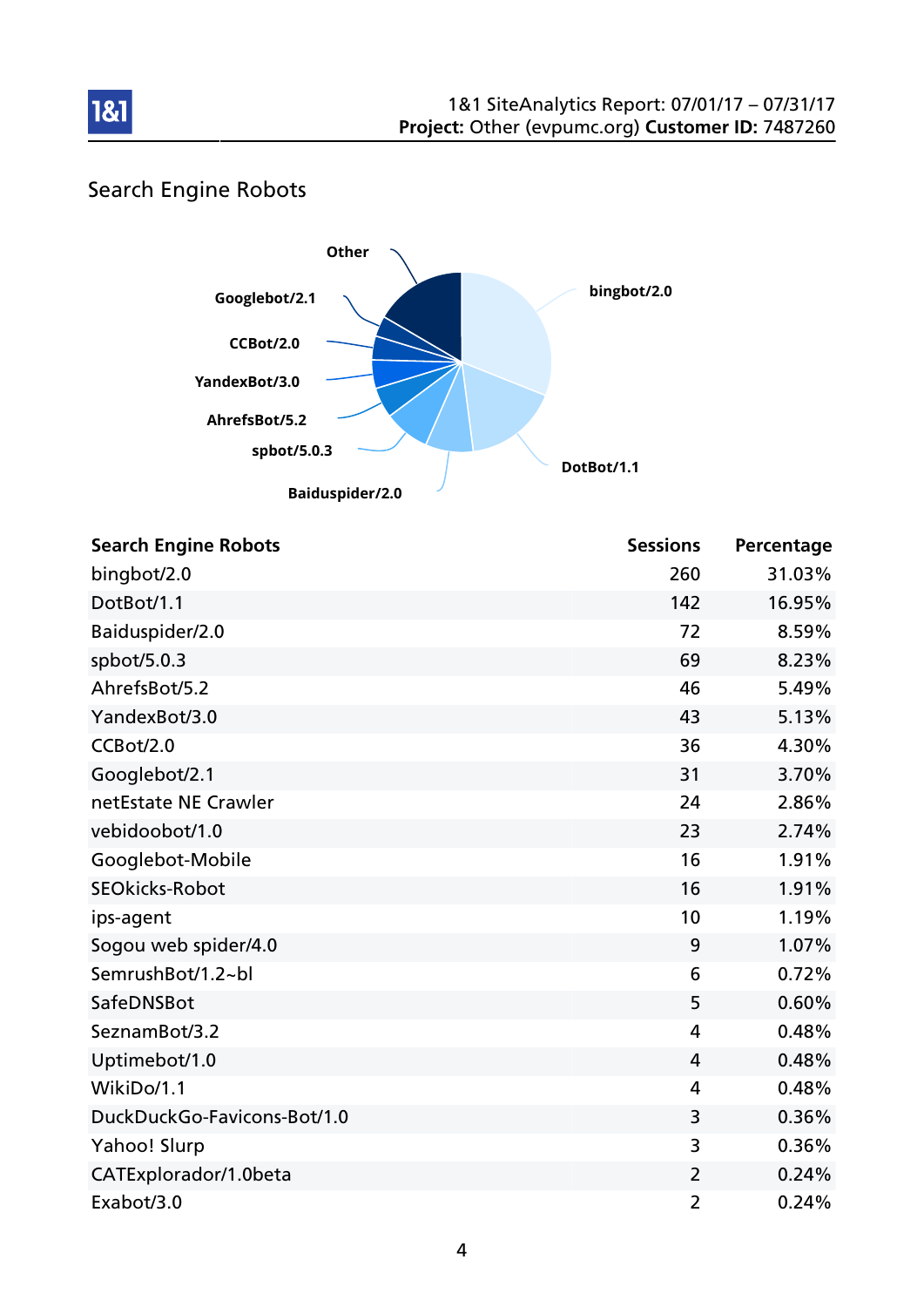## Search Engine Robots

| Search Engine Robots | Sessions | Percentage |
|---|---|---|
| bingbot/2.0 | 260 | 31.03% |
| DotBot/1.1 | 142 | 16.95% |
| Baiduspider/2.0 | 72 | 8.59% |
| spbot/5.0.3 | 69 | 8.23% |
| AhrefsBot/5.2 | 46 | 5.49% |
| YandexBot/3.0 | 43 | 5.13% |
| CCBot/2.0 | 36 | 4.30% |
| Googlebot/2.1 | 31 | 3.70% |
| netEstate NE Crawler | 24 | 2.86% |
| vebidoobot/1.0 | 23 | 2.74% |
| Googlebot-Mobile | 16 | 1.91% |
| SEOkicks-Robot | 16 | 1.91% |
| ips-agent | 10 | 1.19% |
| Sogou web spider/4.0 | 9 | 1.07% |
| SemrushBot/1.2~bl | 6 | 0.72% |
| SafeDNSBot | 5 | 0.60% |
| SeznamBot/3.2 | 4 | 0.48% |
| Uptimebot/1.0 | 4 | 0.48% |
| WikiDo/1.1 | 4 | 0.48% |
| DuckDuckGo-Favicons-Bot/1.0 | 3 | 0.36% |
| Yahoo! Slurp | 3 | 0.36% |
| CATExplorador/1.0beta | 2 | 0.24% |
| Exabot/3.0 | 2 | 0.24% |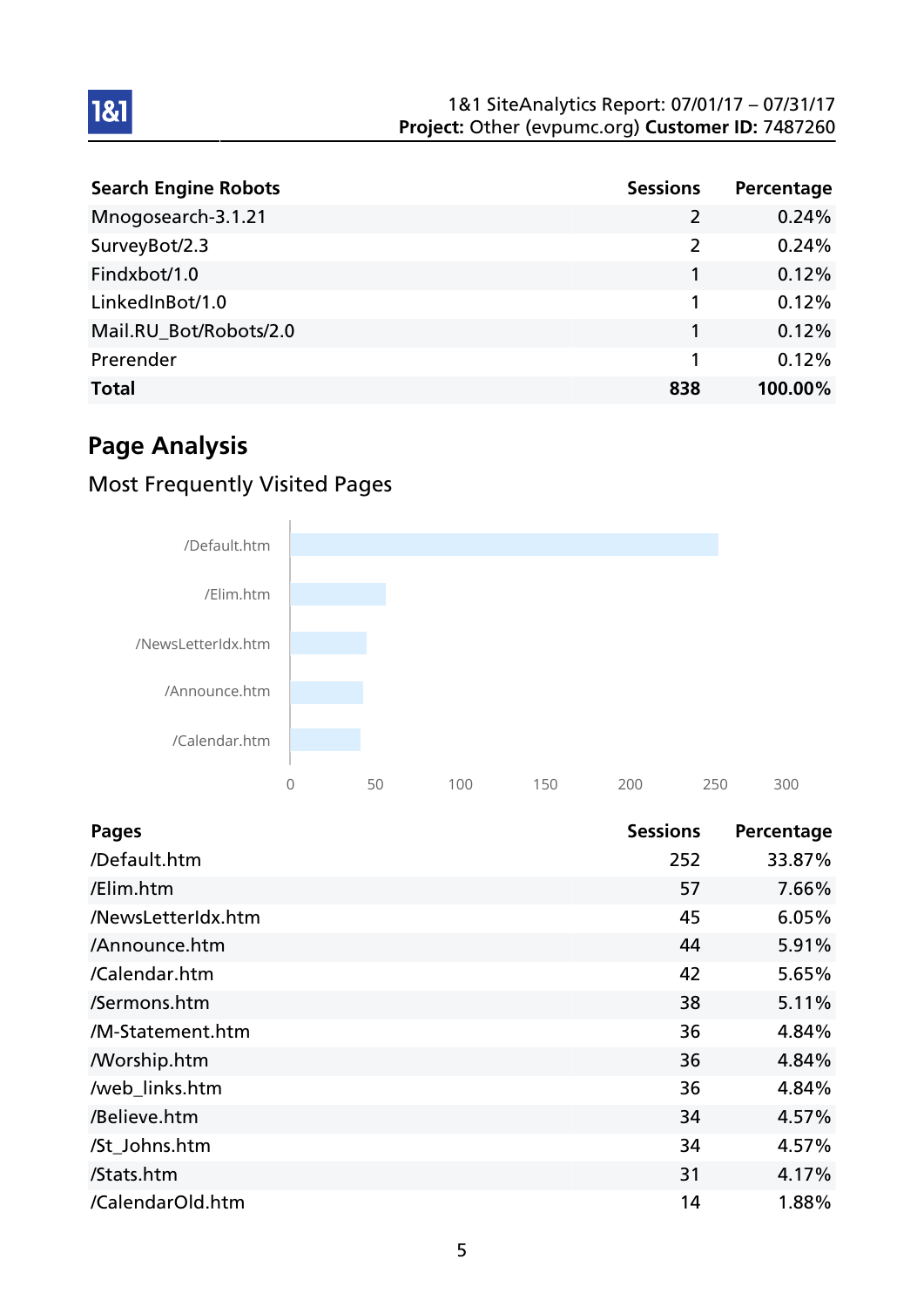| Search Engine Robots | Sessions | Percentage |
|---|---|---|
| Mnogosearch-3.1.21 | 2 | 0.24% |
| SurveyBot/2.3 | 2 | 0.24% |
| Findxbot/1.0 | 1 | 0.12% |
| LinkedInBot/1.0 | 1 | 0.12% |
| Mail.RU_Bot/Robots/2.0 | 1 | 0.12% |
| Prerender | 1 | 0.12% |
| **Total** | **838** | **100.00%** |

## Page Analysis

### Most Frequently Visited Pages

| Pages | Sessions | Percentage |
|---|---|---|
| /Default.htm | 252 | 33.87% |
| /Elim.htm | 57 | 7.66% |
| /NewsLetterIdx.htm | 45 | 6.05% |
| /Announce.htm | 44 | 5.91% |
| /Calendar.htm | 42 | 5.65% |
| /Sermons.htm | 38 | 5.11% |
| /M-Statement.htm | 36 | 4.84% |
| /Worship.htm | 36 | 4.84% |
| /web_links.htm | 36 | 4.84% |
| /Believe.htm | 34 | 4.57% |
| /St_Johns.htm | 34 | 4.57% |
| /Stats.htm | 31 | 4.17% |
| /CalendarOld.htm | 14 | 1.88% |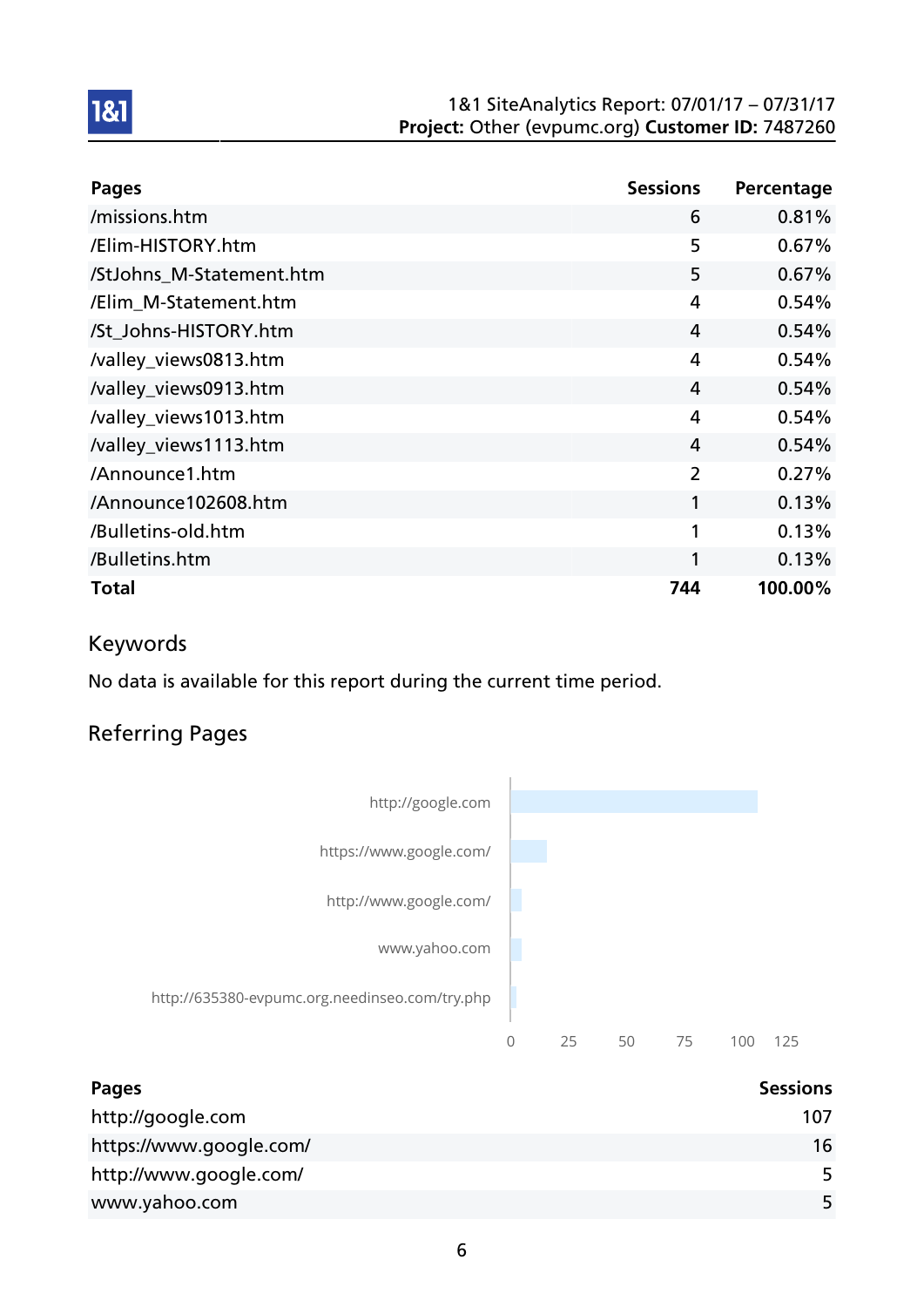| Pages | Sessions | Percentage |
|---|---|---|
| /missions.htm | 6 | 0.81% |
| /Elim-HISTORY.htm | 5 | 0.67% |
| /StJohns_M-Statement.htm | 5 | 0.67% |
| /Elim_M-Statement.htm | 4 | 0.54% |
| /St_Johns-HISTORY.htm | 4 | 0.54% |
| /valley_views0813.htm | 4 | 0.54% |
| /valley_views0913.htm | 4 | 0.54% |
| /valley_views1013.htm | 4 | 0.54% |
| /valley_views1113.htm | 4 | 0.54% |
| /Announce1.htm | 2 | 0.27% |
| /Announce102608.htm | 1 | 0.13% |
| /Bulletins-old.htm | 1 | 0.13% |
| /Bulletins.htm | 1 | 0.13% |
| **Total** | **744** | **100.00%** |

## Keywords

No data is available for this report during the current time period.

## Referring Pages

| Pages | Sessions |
|---|---|
| http://google.com | 107 |
| https://www.google.com/ | 16 |
| http://www.google.com/ | 5 |
| www.yahoo.com | 5 |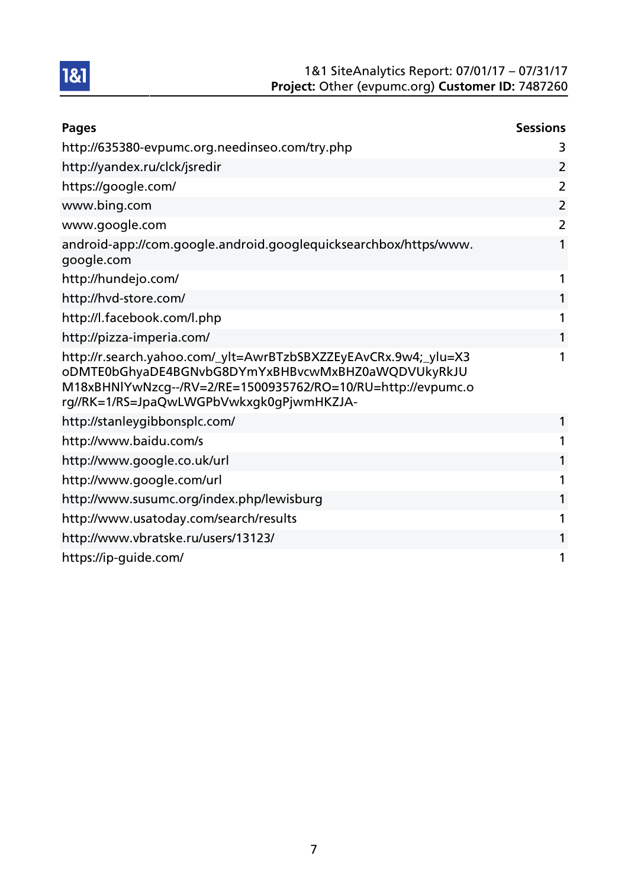| Pages | Sessions |
|---|---|
| http://635380-evpumc.org.needinseo.com/try.php | 3 |
| http://yandex.ru/clck/jsredir | 2 |
| https://google.com/ | 2 |
| www.bing.com | 2 |
| www.google.com | 2 |
| android-app://com.google.android.googlequicksearchbox/https/www.google.com | 1 |
| http://hundejo.com/ | 1 |
| http://hvd-store.com/ | 1 |
| http://l.facebook.com/l.php | 1 |
| http://pizza-imperia.com/ | 1 |
| http://r.search.yahoo.com/_ylt=AwrBTzbSBXZZEyEAvCRx.9w4;_ylu=X3oDMTE0bGhyaDE4BGNvbG8DYmYxBHBvcwMxBHZ0aWQDVUkyRkJUM18xBHNlYwNzcg--/RV=2/RE=1500935762/RO=10/RU=http://evpumc.org//RK=1/RS=JpaQwLWGPbVwkxgk0gPjwmHKZJA- | 1 |
| http://stanleygibbonsplc.com/ | 1 |
| http://www.baidu.com/s | 1 |
| http://www.google.co.uk/url | 1 |
| http://www.google.com/url | 1 |
| http://www.susumc.org/index.php/lewisburg | 1 |
| http://www.usatoday.com/search/results | 1 |
| http://www.vbratske.ru/users/13123/ | 1 |
| https://ip-guide.com/ | 1 |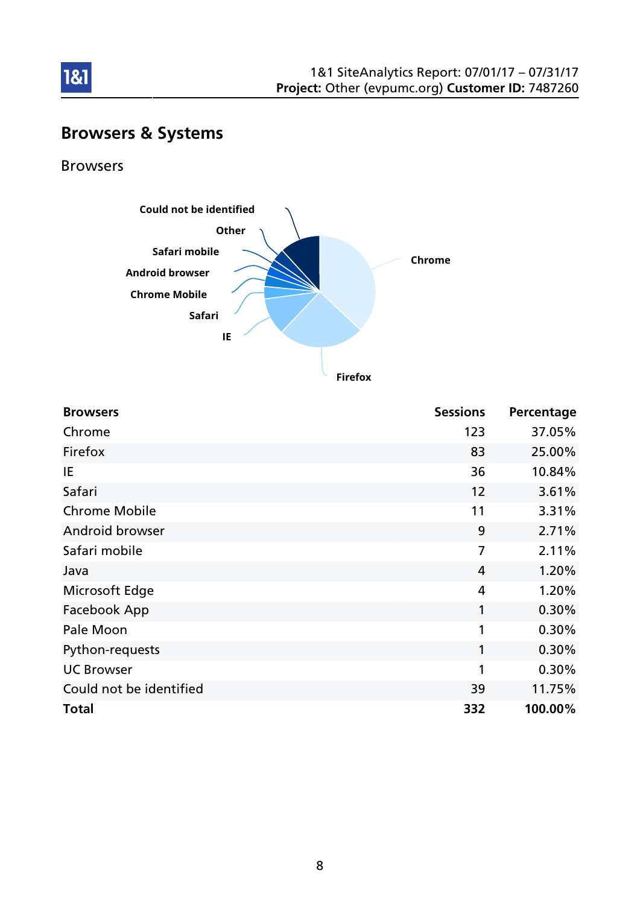## Browsers & Systems

### Browsers

| Browsers | Sessions | Percentage |
|---|---|---|
| Chrome | 123 | 37.05% |
| Firefox | 83 | 25.00% |
| IE | 36 | 10.84% |
| Safari | 12 | 3.61% |
| Chrome Mobile | 11 | 3.31% |
| Android browser | 9 | 2.71% |
| Safari mobile | 7 | 2.11% |
| Java | 4 | 1.20% |
| Microsoft Edge | 4 | 1.20% |
| Facebook App | 1 | 0.30% |
| Pale Moon | 1 | 0.30% |
| Python-requests | 1 | 0.30% |
| UC Browser | 1 | 0.30% |
| Could not be identified | 39 | 11.75% |
| **Total** | **332** | **100.00%** |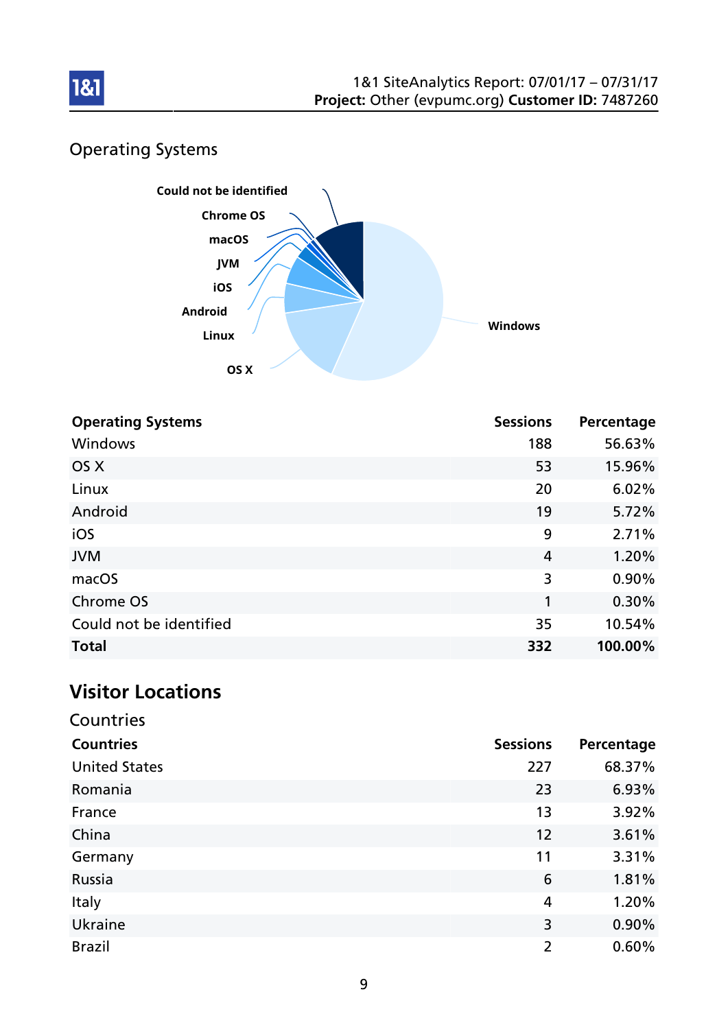## Operating Systems

| Operating Systems | Sessions | Percentage |
|---|---|---|
| Windows | 188 | 56.63% |
| OS X | 53 | 15.96% |
| Linux | 20 | 6.02% |
| Android | 19 | 5.72% |
| iOS | 9 | 2.71% |
| JVM | 4 | 1.20% |
| macOS | 3 | 0.90% |
| Chrome OS | 1 | 0.30% |
| Could not be identified | 35 | 10.54% |
| **Total** | **332** | **100.00%** |

# Visitor Locations

## Countries

| Countries | Sessions | Percentage |
|---|---|---|
| United States | 227 | 68.37% |
| Romania | 23 | 6.93% |
| France | 13 | 3.92% |
| China | 12 | 3.61% |
| Germany | 11 | 3.31% |
| Russia | 6 | 1.81% |
| Italy | 4 | 1.20% |
| Ukraine | 3 | 0.90% |
| Brazil | 2 | 0.60% |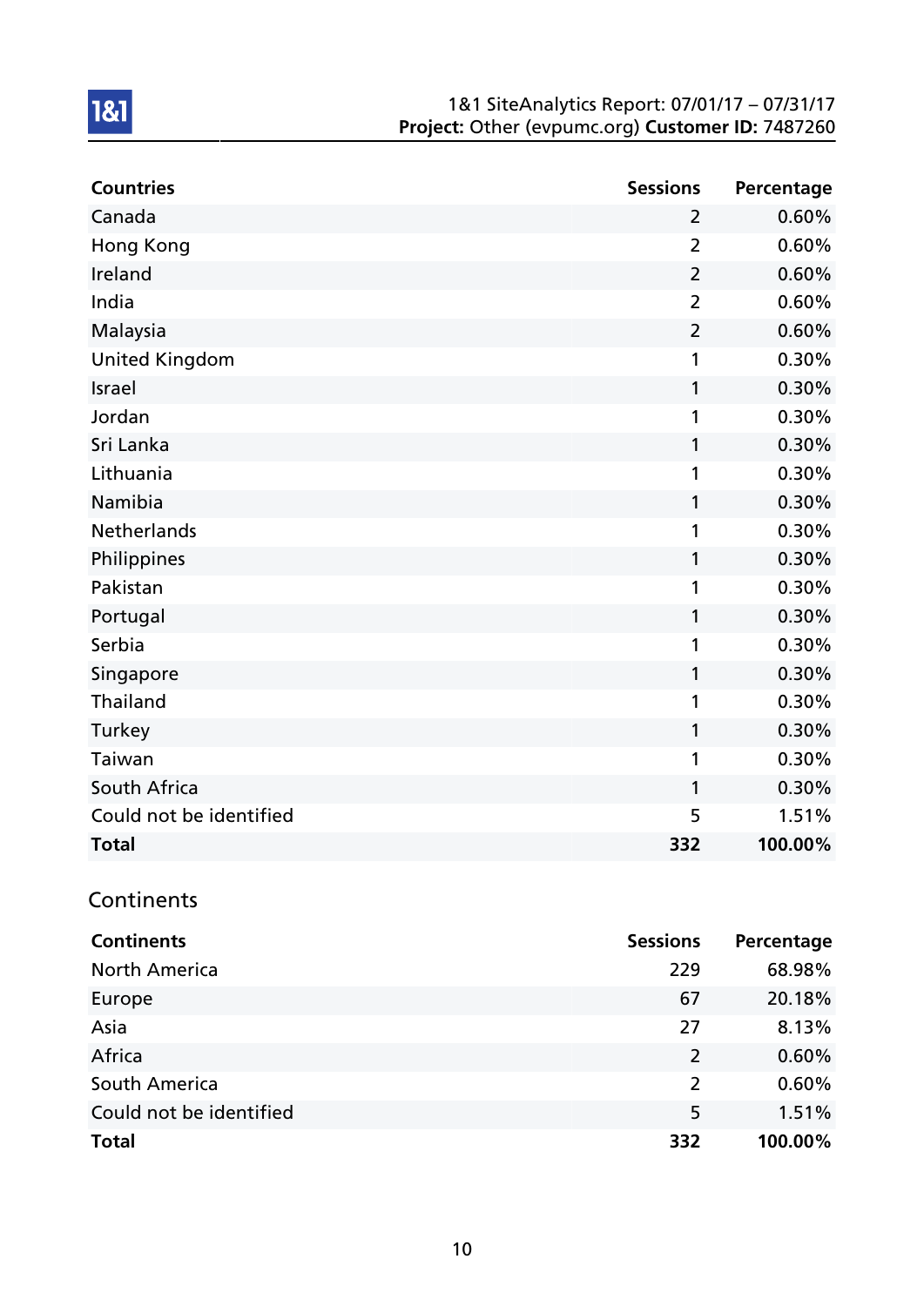| Countries | Sessions | Percentage |
|---|---|---|
| Canada | 2 | 0.60% |
| Hong Kong | 2 | 0.60% |
| Ireland | 2 | 0.60% |
| India | 2 | 0.60% |
| Malaysia | 2 | 0.60% |
| United Kingdom | 1 | 0.30% |
| Israel | 1 | 0.30% |
| Jordan | 1 | 0.30% |
| Sri Lanka | 1 | 0.30% |
| Lithuania | 1 | 0.30% |
| Namibia | 1 | 0.30% |
| Netherlands | 1 | 0.30% |
| Philippines | 1 | 0.30% |
| Pakistan | 1 | 0.30% |
| Portugal | 1 | 0.30% |
| Serbia | 1 | 0.30% |
| Singapore | 1 | 0.30% |
| Thailand | 1 | 0.30% |
| Turkey | 1 | 0.30% |
| Taiwan | 1 | 0.30% |
| South Africa | 1 | 0.30% |
| Could not be identified | 5 | 1.51% |
| **Total** | **332** | **100.00%** |

## Continents

| Continents | Sessions | Percentage |
|---|---|---|
| North America | 229 | 68.98% |
| Europe | 67 | 20.18% |
| Asia | 27 | 8.13% |
| Africa | 2 | 0.60% |
| South America | 2 | 0.60% |
| Could not be identified | 5 | 1.51% |
| **Total** | **332** | **100.00%** |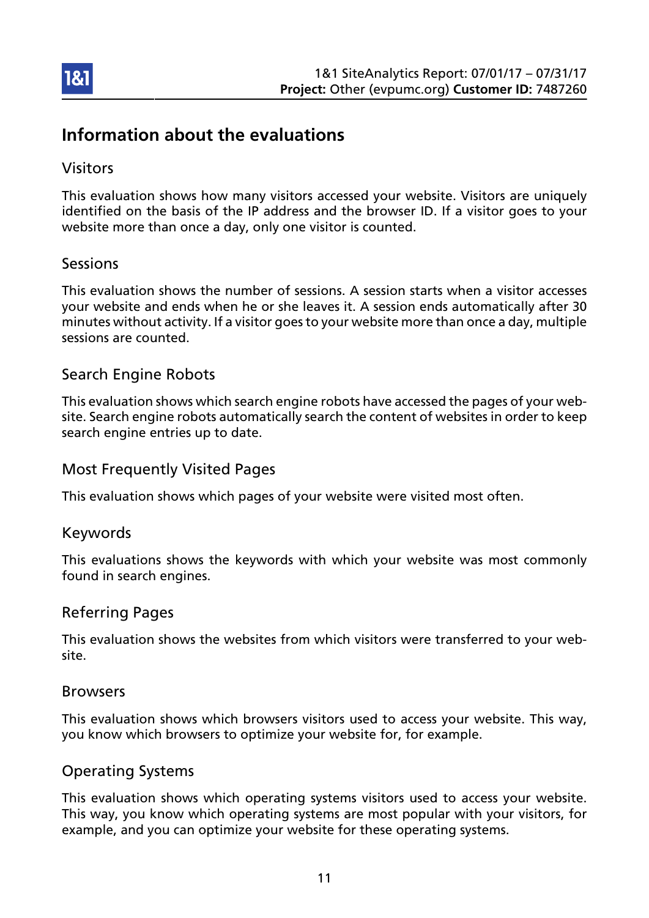# Information about the evaluations

## Visitors

This evaluation shows how many visitors accessed your website. Visitors are uniquely identified on the basis of the IP address and the browser ID. If a visitor goes to your website more than once a day, only one visitor is counted.

## Sessions

This evaluation shows the number of sessions. A session starts when a visitor accesses your website and ends when he or she leaves it. A session ends automatically after 30 minutes without activity. If a visitor goes to your website more than once a day, multiple sessions are counted.

## Search Engine Robots

This evaluation shows which search engine robots have accessed the pages of your website. Search engine robots automatically search the content of websites in order to keep search engine entries up to date.

## Most Frequently Visited Pages

This evaluation shows which pages of your website were visited most often.

## Keywords

This evaluations shows the keywords with which your website was most commonly found in search engines.

## Referring Pages

This evaluation shows the websites from which visitors were transferred to your website.

## Browsers

This evaluation shows which browsers visitors used to access your website. This way, you know which browsers to optimize your website for, for example.

## Operating Systems

This evaluation shows which operating systems visitors used to access your website. This way, you know which operating systems are most popular with your visitors, for example, and you can optimize your website for these operating systems.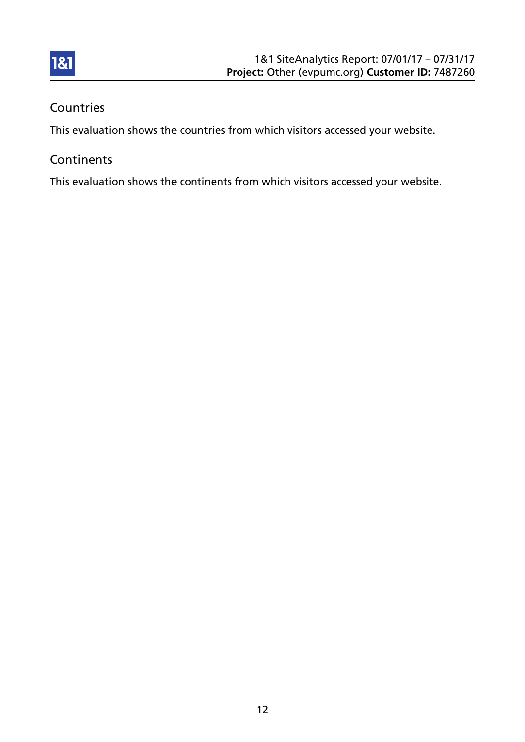## Countries

This evaluation shows the countries from which visitors accessed your website.

## Continents

This evaluation shows the continents from which visitors accessed your website.